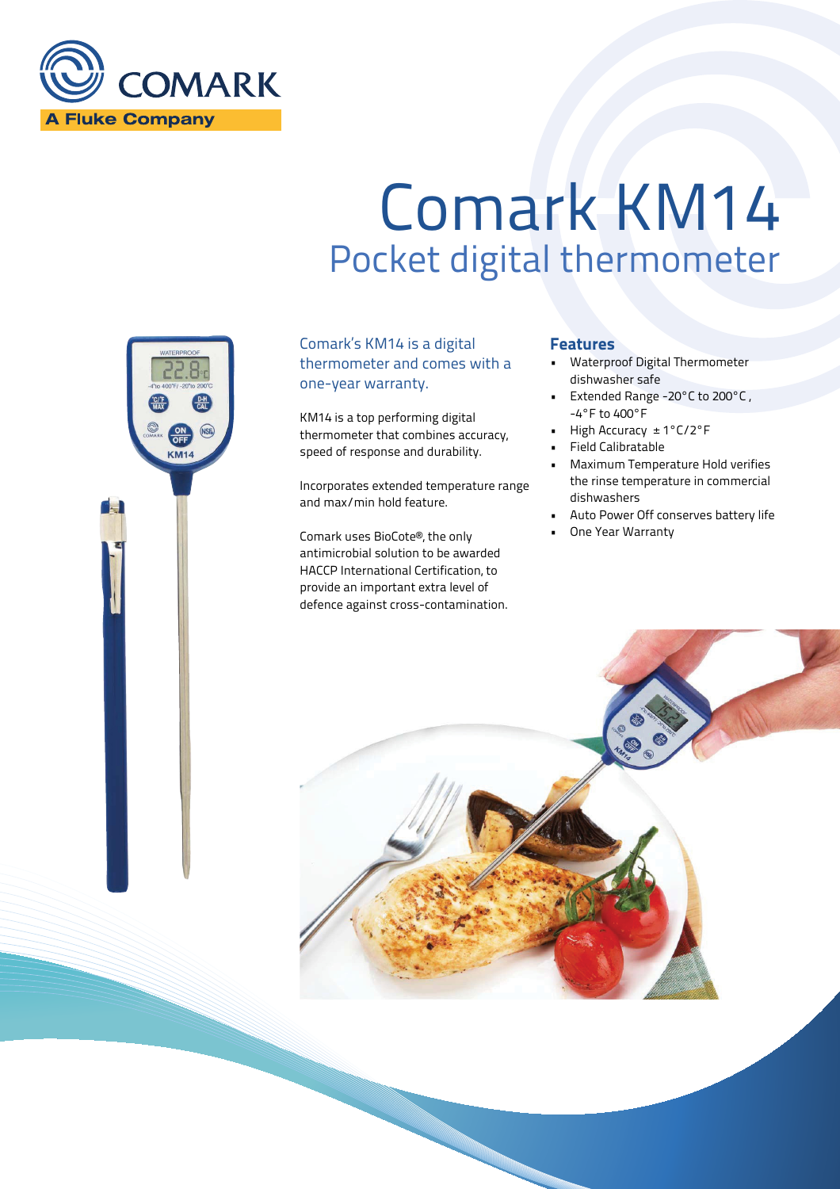COMARK

A Fluke Company

# Comark KM14

## Pocket digital thermometer

Comark's KM14 is a digital thermometer and comes with a one-year warranty.

KM14 is a top performing digital thermometer that combines accuracy, speed of response and durability.

Incorporates extended temperature range and max/min hold feature.

Comark uses BioCote®, the only antimicrobial solution to be awarded HACCP International Certification, to provide an important extra level of defence against cross-contamination.

### Features

- Waterproof Digital Thermometer dishwasher safe
- Extended Range -20°C to 200°C, -4°F to 400°F
- High Accuracy ± 1°C/2°F
- Field Calibratable
- Maximum Temperature Hold verifies the rinse temperature in commercial dishwashers
- Auto Power Off conserves battery life
- One Year Warranty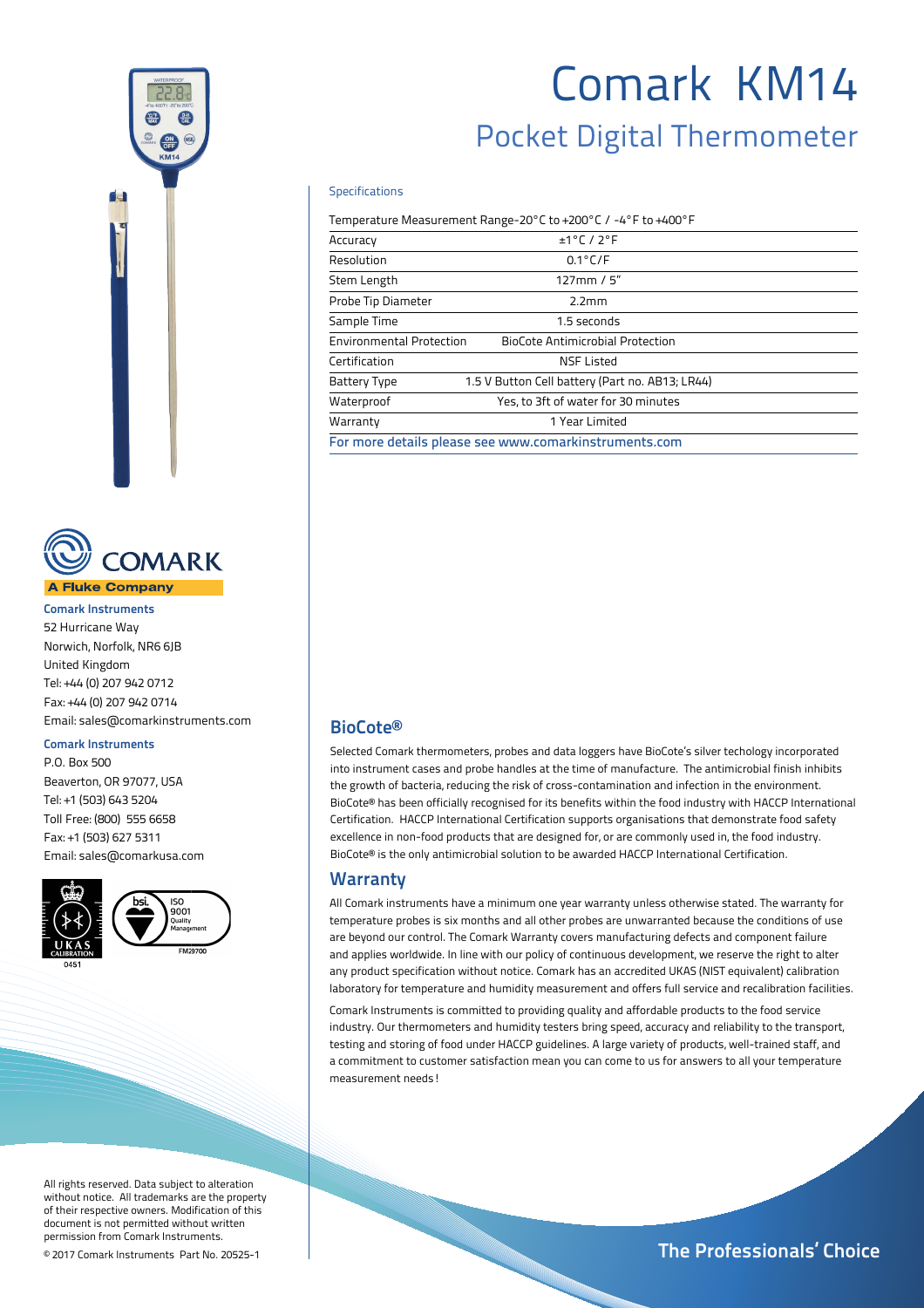# Comark KM14

## Pocket Digital Thermometer

Specifications

| Temperature Measurement Range | -20°C to +200°C / -4°F to +400°F |
|---|---|
| Accuracy | ±1°C / 2°F |
| Resolution | 0.1°C/F |
| Stem Length | 127mm / 5" |
| Probe Tip Diameter | 2.2mm |
| Sample Time | 1.5 seconds |
| Environmental Protection | BioCote Antimicrobial Protection |
| Certification | NSF Listed |
| Battery Type | 1.5 V Button Cell battery (Part no. AB13; LR44) |
| Waterproof | Yes, to 3ft of water for 30 minutes |
| Warranty | 1 Year Limited |

For more details please see www.comarkinstruments.com

COMARK
A Fluke Company

**Comark Instruments**
52 Hurricane Way
Norwich, Norfolk, NR6 6JB
United Kingdom
Tel: +44 (0) 207 942 0712
Fax: +44 (0) 207 942 0714
Email: sales@comarkinstruments.com

**Comark Instruments**
P.O. Box 500
Beaverton, OR 97077, USA
Tel: +1 (503) 643 5204
Toll Free: (800) 555 6658
Fax: +1 (503) 627 5311
Email: sales@comarkusa.com

UKAS CALIBRATION 0451
bsi. ISO 9001 Quality Management FM29700

## BioCote®

Selected Comark thermometers, probes and data loggers have BioCote's silver techology incorporated into instrument cases and probe handles at the time of manufacture. The antimicrobial finish inhibits the growth of bacteria, reducing the risk of cross-contamination and infection in the environment. BioCote® has been officially recognised for its benefits within the food industry with HACCP International Certification. HACCP International Certification supports organisations that demonstrate food safety excellence in non-food products that are designed for, or are commonly used in, the food industry. BioCote® is the only antimicrobial solution to be awarded HACCP International Certification.

## Warranty

All Comark instruments have a minimum one year warranty unless otherwise stated. The warranty for temperature probes is six months and all other probes are unwarranted because the conditions of use are beyond our control. The Comark Warranty covers manufacturing defects and component failure and applies worldwide. In line with our policy of continuous development, we reserve the right to alter any product specification without notice. Comark has an accredited UKAS (NIST equivalent) calibration laboratory for temperature and humidity measurement and offers full service and recalibration facilities.

Comark Instruments is committed to providing quality and affordable products to the food service industry. Our thermometers and humidity testers bring speed, accuracy and reliability to the transport, testing and storing of food under HACCP guidelines. A large variety of products, well-trained staff, and a commitment to customer satisfaction mean you can come to us for answers to all your temperature measurement needs!

All rights reserved. Data subject to alteration without notice. All trademarks are the property of their respective owners. Modification of this document is not permitted without written permission from Comark Instruments.

© 2017 Comark Instruments Part No. 20525-1

**The Professionals' Choice**